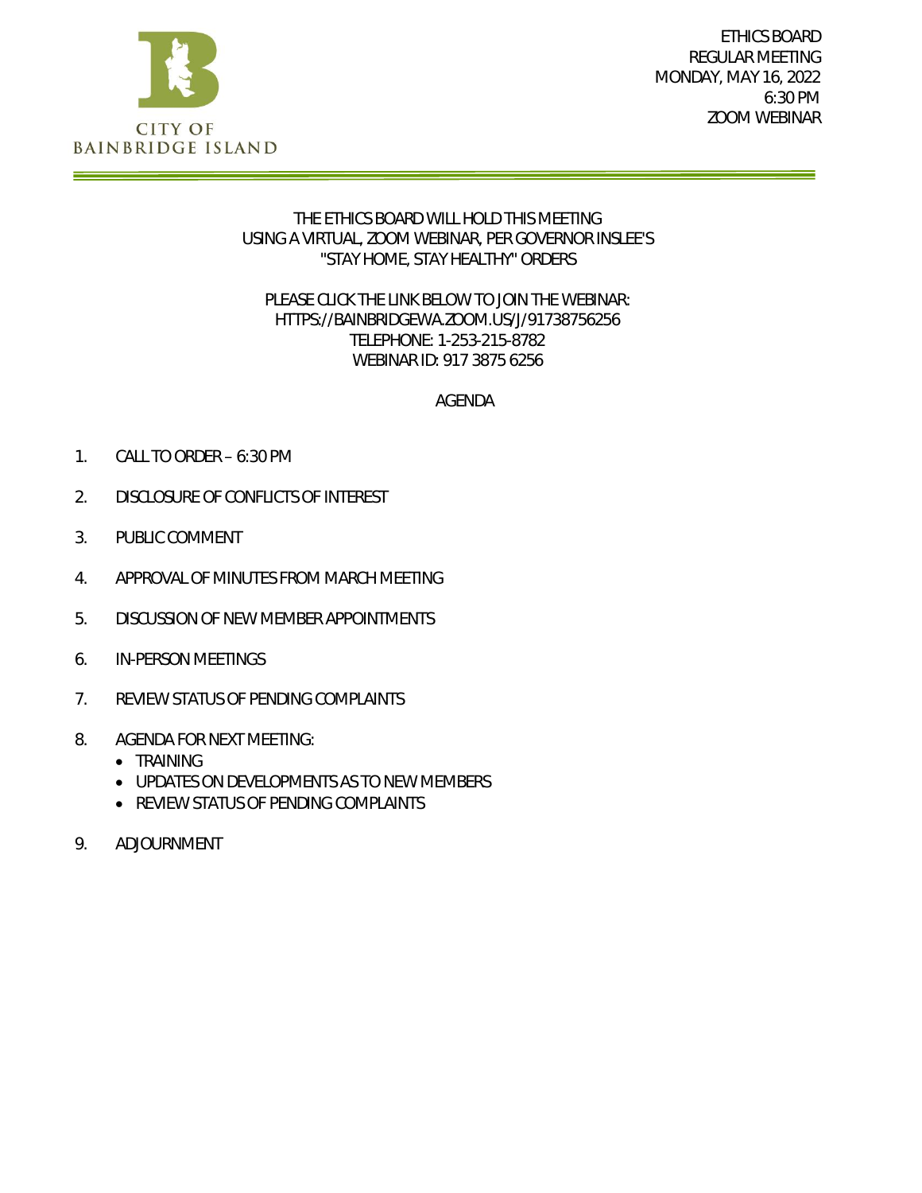CITY OF BAINBRIDGE ISLAND

ETHICS BOARD
REGULAR MEETING
MONDAY, MAY 16, 2022
6:30 PM
ZOOM WEBINAR

THE ETHICS BOARD WILL HOLD THIS MEETING USING A VIRTUAL, ZOOM WEBINAR, PER GOVERNOR INSLEE'S "STAY HOME, STAY HEALTHY" ORDERS

PLEASE CLICK THE LINK BELOW TO JOIN THE WEBINAR:
HTTPS://BAINBRIDGEWA.ZOOM.US/J/91738756256
TELEPHONE: 1-253-215-8782
WEBINAR ID: 917 3875 6256

# AGENDA

1. CALL TO ORDER – 6:30 PM
2. DISCLOSURE OF CONFLICTS OF INTEREST
3. PUBLIC COMMENT
4. APPROVAL OF MINUTES FROM MARCH MEETING
5. DISCUSSION OF NEW MEMBER APPOINTMENTS
6. IN-PERSON MEETINGS
7. REVIEW STATUS OF PENDING COMPLAINTS
8. AGENDA FOR NEXT MEETING:
   - TRAINING
   - UPDATES ON DEVELOPMENTS AS TO NEW MEMBERS
   - REVIEW STATUS OF PENDING COMPLAINTS
9. ADJOURNMENT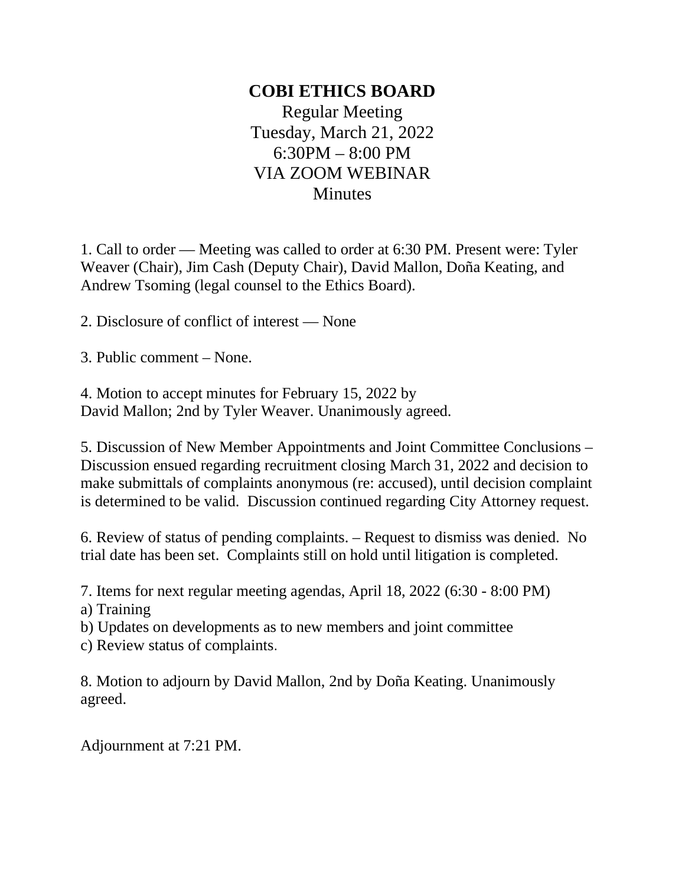# COBI ETHICS BOARD

Regular Meeting
Tuesday, March 21, 2022
6:30PM – 8:00 PM
VIA ZOOM WEBINAR
Minutes

1. Call to order — Meeting was called to order at 6:30 PM. Present were: Tyler Weaver (Chair), Jim Cash (Deputy Chair), David Mallon, Doña Keating, and Andrew Tsoming (legal counsel to the Ethics Board).

2. Disclosure of conflict of interest — None

3. Public comment – None.

4. Motion to accept minutes for February 15, 2022 by David Mallon; 2nd by Tyler Weaver. Unanimously agreed.

5. Discussion of New Member Appointments and Joint Committee Conclusions – Discussion ensued regarding recruitment closing March 31, 2022 and decision to make submittals of complaints anonymous (re: accused), until decision complaint is determined to be valid. Discussion continued regarding City Attorney request.

6. Review of status of pending complaints. – Request to dismiss was denied. No trial date has been set. Complaints still on hold until litigation is completed.

7. Items for next regular meeting agendas, April 18, 2022 (6:30 - 8:00 PM)
a) Training
b) Updates on developments as to new members and joint committee
c) Review status of complaints.

8. Motion to adjourn by David Mallon, 2nd by Doña Keating. Unanimously agreed.

Adjournment at 7:21 PM.